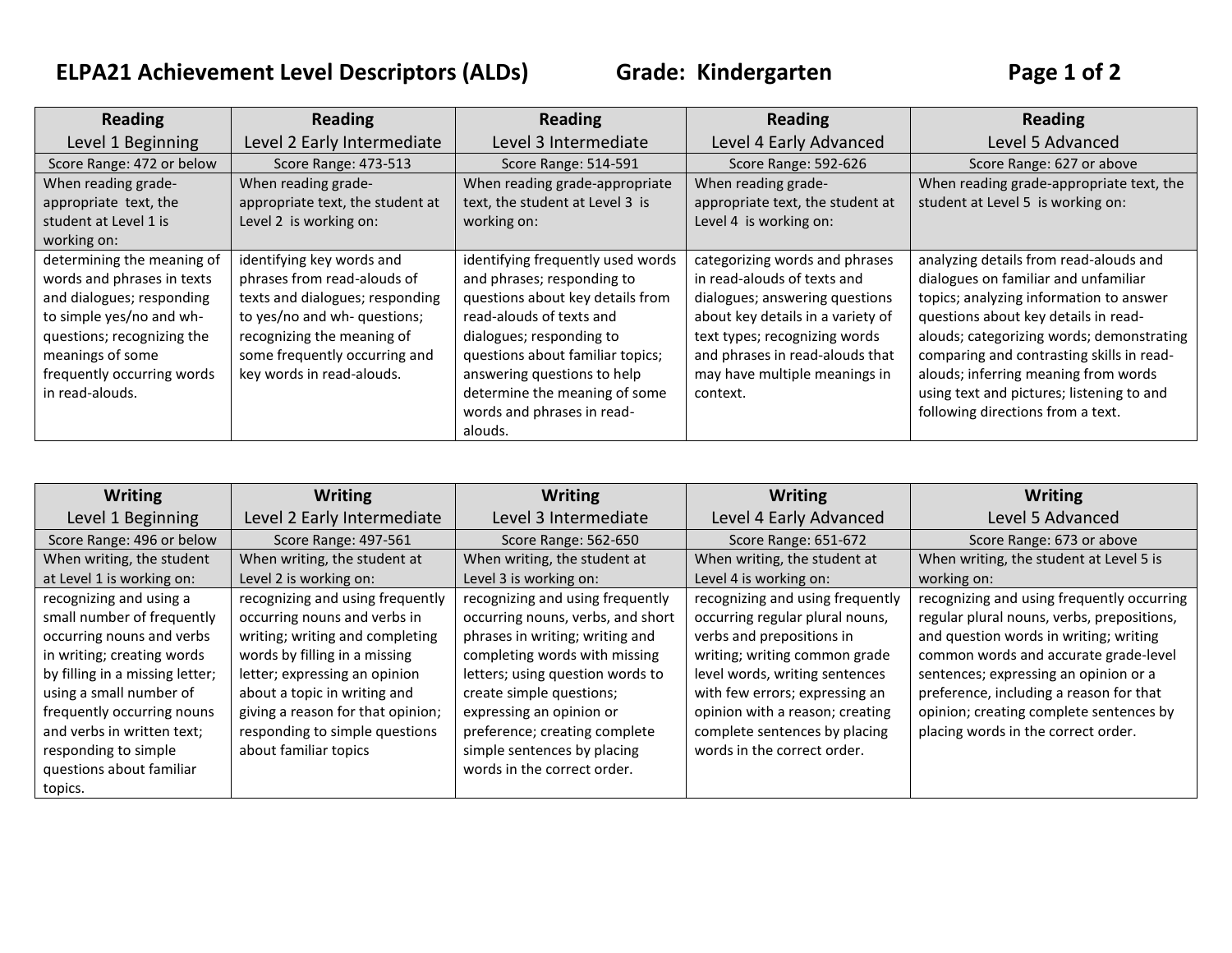# ELPA21 Achievement Level Descriptors (ALDs) Grade: Kindergarten

| Reading Level 1 Beginning | Reading Level 2 Early Intermediate | Reading Level 3 Intermediate | Reading Level 4 Early Advanced | Reading Level 5 Advanced |
|---|---|---|---|---|
| Score Range: 472 or below | Score Range: 473-513 | Score Range: 514-591 | Score Range: 592-626 | Score Range: 627 or above |
| When reading grade-appropriate text, the student at Level 1 is working on: | When reading grade-appropriate text, the student at Level 2 is working on: | When reading grade-appropriate text, the student at Level 3 is working on: | When reading grade-appropriate text, the student at Level 4 is working on: | When reading grade-appropriate text, the student at Level 5 is working on: |
| determining the meaning of words and phrases in texts and dialogues; responding to simple yes/no and wh- questions; recognizing the meanings of some frequently occurring words in read-alouds. | identifying key words and phrases from read-alouds of texts and dialogues; responding to yes/no and wh- questions; recognizing the meaning of some frequently occurring and key words in read-alouds. | identifying frequently used words and phrases; responding to questions about key details from read-alouds of texts and dialogues; responding to questions about familiar topics; answering questions to help determine the meaning of some words and phrases in read-alouds. | categorizing words and phrases in read-alouds of texts and dialogues; answering questions about key details in a variety of text types; recognizing words and phrases in read-alouds that may have multiple meanings in context. | analyzing details from read-alouds and dialogues on familiar and unfamiliar topics; analyzing information to answer questions about key details in read-alouds; categorizing words; demonstrating comparing and contrasting skills in read-alouds; inferring meaning from words using text and pictures; listening to and following directions from a text. |

| Writing Level 1 Beginning | Writing Level 2 Early Intermediate | Writing Level 3 Intermediate | Writing Level 4 Early Advanced | Writing Level 5 Advanced |
|---|---|---|---|---|
| Score Range: 496 or below | Score Range: 497-561 | Score Range: 562-650 | Score Range: 651-672 | Score Range: 673 or above |
| When writing, the student at Level 1 is working on: | When writing, the student at Level 2 is working on: | When writing, the student at Level 3 is working on: | When writing, the student at Level 4 is working on: | When writing, the student at Level 5 is working on: |
| recognizing and using a small number of frequently occurring nouns and verbs in writing; creating words by filling in a missing letter; using a small number of frequently occurring nouns and verbs in written text; responding to simple questions about familiar topics. | recognizing and using frequently occurring nouns and verbs in writing; writing and completing words by filling in a missing letter; expressing an opinion about a topic in writing and giving a reason for that opinion; responding to simple questions about familiar topics | recognizing and using frequently occurring nouns, verbs, and short phrases in writing; writing and completing words with missing letters; using question words to create simple questions; expressing an opinion or preference; creating complete simple sentences by placing words in the correct order. | recognizing and using frequently occurring regular plural nouns, verbs and prepositions in writing; writing common grade level words, writing sentences with few errors; expressing an opinion with a reason; creating complete sentences by placing words in the correct order. | recognizing and using frequently occurring regular plural nouns, verbs, prepositions, and question words in writing; writing common words and accurate grade-level sentences; expressing an opinion or a preference, including a reason for that opinion; creating complete sentences by placing words in the correct order. |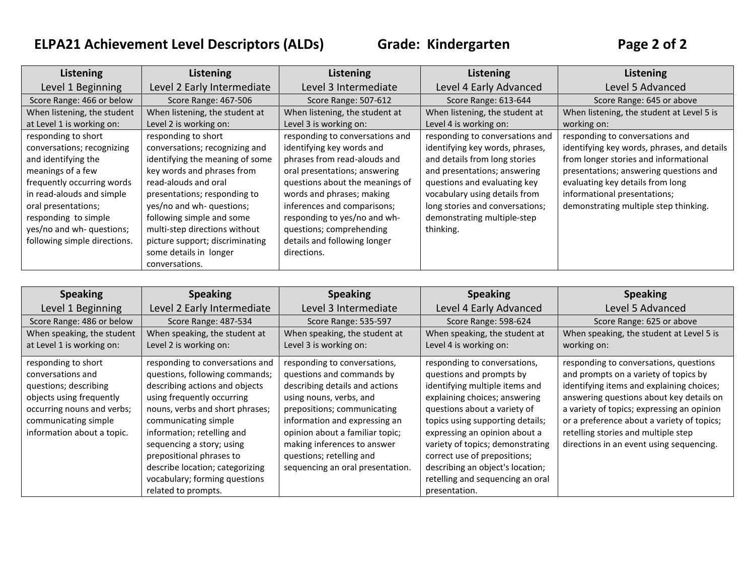# ELPA21 Achievement Level Descriptors (ALDs) Grade: Kindergarten

| Listening<br>Level 1 Beginning | Listening<br>Level 2 Early Intermediate | Listening<br>Level 3 Intermediate | Listening<br>Level 4 Early Advanced | Listening<br>Level 5 Advanced |
|---|---|---|---|---|
| Score Range: 466 or below | Score Range: 467-506 | Score Range: 507-612 | Score Range: 613-644 | Score Range: 645 or above |
| When listening, the student at Level 1 is working on: | When listening, the student at Level 2 is working on: | When listening, the student at Level 3 is working on: | When listening, the student at Level 4 is working on: | When listening, the student at Level 5 is working on: |
| responding to short conversations; recognizing and identifying the meanings of a few frequently occurring words in read-alouds and simple oral presentations; responding to simple yes/no and wh- questions; following simple directions. | responding to short conversations; recognizing and identifying the meaning of some key words and phrases from read-alouds and oral presentations; responding to yes/no and wh- questions; following simple and some multi-step directions without picture support; discriminating some details in longer conversations. | responding to conversations and identifying key words and phrases from read-alouds and oral presentations; answering questions about the meanings of words and phrases; making inferences and comparisons; responding to yes/no and wh- questions; comprehending details and following longer directions. | responding to conversations and identifying key words, phrases, and details from long stories and presentations; answering questions and evaluating key vocabulary using details from long stories and conversations; demonstrating multiple-step thinking. | responding to conversations and identifying key words, phrases, and details from longer stories and informational presentations; answering questions and evaluating key details from long informational presentations; demonstrating multiple step thinking. |

| Speaking<br>Level 1 Beginning | Speaking<br>Level 2 Early Intermediate | Speaking<br>Level 3 Intermediate | Speaking<br>Level 4 Early Advanced | Speaking<br>Level 5 Advanced |
|---|---|---|---|---|
| Score Range: 486 or below | Score Range: 487-534 | Score Range: 535-597 | Score Range: 598-624 | Score Range: 625 or above |
| When speaking, the student at Level 1 is working on: | When speaking, the student at Level 2 is working on: | When speaking, the student at Level 3 is working on: | When speaking, the student at Level 4 is working on: | When speaking, the student at Level 5 is working on: |
| responding to short conversations and questions; describing objects using frequently occurring nouns and verbs; communicating simple information about a topic. | responding to conversations and questions, following commands; describing actions and objects using frequently occurring nouns, verbs and short phrases; communicating simple information; retelling and sequencing a story; using prepositional phrases to describe location; categorizing vocabulary; forming questions related to prompts. | responding to conversations, questions and commands by describing details and actions using nouns, verbs, and prepositions; communicating information and expressing an opinion about a familiar topic; making inferences to answer questions; retelling and sequencing an oral presentation. | responding to conversations, questions and prompts by identifying multiple items and explaining choices; answering questions about a variety of topics using supporting details; expressing an opinion about a variety of topics; demonstrating correct use of prepositions; describing an object's location; retelling and sequencing an oral presentation. | responding to conversations, questions and prompts on a variety of topics by identifying items and explaining choices; answering questions about key details on a variety of topics; expressing an opinion or a preference about a variety of topics; retelling stories and multiple step directions in an event using sequencing. |